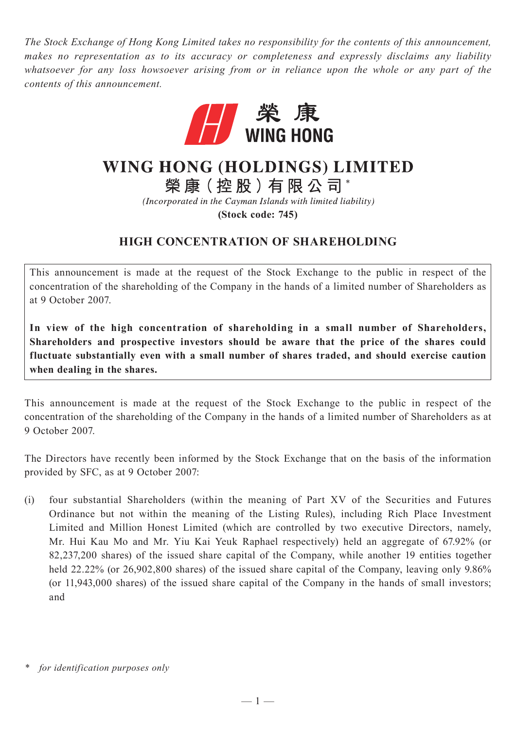*The Stock Exchange of Hong Kong Limited takes no responsibility for the contents of this announcement, makes no representation as to its accuracy or completeness and expressly disclaims any liability whatsoever for any loss howsoever arising from or in reliance upon the whole or any part of the contents of this announcement.*

# WING HONG (HOLDINGS) LIMITED

## 榮康(控股)有限公司*

*(Incorporated in the Cayman Islands with limited liability)*

**(Stock code: 745)**

## HIGH CONCENTRATION OF SHAREHOLDING

This announcement is made at the request of the Stock Exchange to the public in respect of the concentration of the shareholding of the Company in the hands of a limited number of Shareholders as at 9 October 2007.

**In view of the high concentration of shareholding in a small number of Shareholders, Shareholders and prospective investors should be aware that the price of the shares could fluctuate substantially even with a small number of shares traded, and should exercise caution when dealing in the shares.**

This announcement is made at the request of the Stock Exchange to the public in respect of the concentration of the shareholding of the Company in the hands of a limited number of Shareholders as at 9 October 2007.

The Directors have recently been informed by the Stock Exchange that on the basis of the information provided by SFC, as at 9 October 2007:

(i) four substantial Shareholders (within the meaning of Part XV of the Securities and Futures Ordinance but not within the meaning of the Listing Rules), including Rich Place Investment Limited and Million Honest Limited (which are controlled by two executive Directors, namely, Mr. Hui Kau Mo and Mr. Yiu Kai Yeuk Raphael respectively) held an aggregate of 67.92% (or 82,237,200 shares) of the issued share capital of the Company, while another 19 entities together held 22.22% (or 26,902,800 shares) of the issued share capital of the Company, leaving only 9.86% (or 11,943,000 shares) of the issued share capital of the Company in the hands of small investors; and

* *for identification purposes only*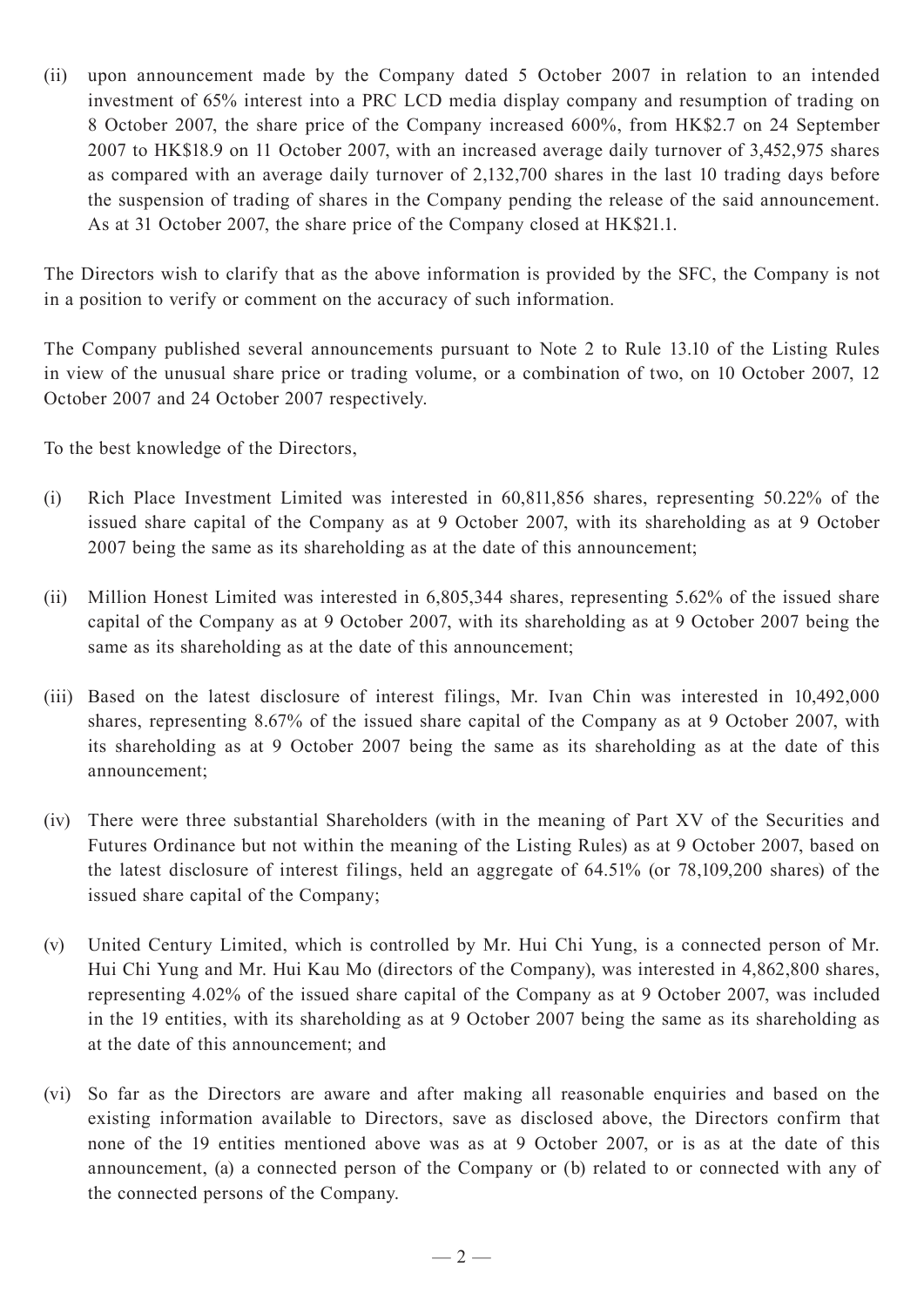(ii) upon announcement made by the Company dated 5 October 2007 in relation to an intended investment of 65% interest into a PRC LCD media display company and resumption of trading on 8 October 2007, the share price of the Company increased 600%, from HK$2.7 on 24 September 2007 to HK$18.9 on 11 October 2007, with an increased average daily turnover of 3,452,975 shares as compared with an average daily turnover of 2,132,700 shares in the last 10 trading days before the suspension of trading of shares in the Company pending the release of the said announcement. As at 31 October 2007, the share price of the Company closed at HK$21.1.

The Directors wish to clarify that as the above information is provided by the SFC, the Company is not in a position to verify or comment on the accuracy of such information.

The Company published several announcements pursuant to Note 2 to Rule 13.10 of the Listing Rules in view of the unusual share price or trading volume, or a combination of two, on 10 October 2007, 12 October 2007 and 24 October 2007 respectively.

To the best knowledge of the Directors,

(i) Rich Place Investment Limited was interested in 60,811,856 shares, representing 50.22% of the issued share capital of the Company as at 9 October 2007, with its shareholding as at 9 October 2007 being the same as its shareholding as at the date of this announcement;

(ii) Million Honest Limited was interested in 6,805,344 shares, representing 5.62% of the issued share capital of the Company as at 9 October 2007, with its shareholding as at 9 October 2007 being the same as its shareholding as at the date of this announcement;

(iii) Based on the latest disclosure of interest filings, Mr. Ivan Chin was interested in 10,492,000 shares, representing 8.67% of the issued share capital of the Company as at 9 October 2007, with its shareholding as at 9 October 2007 being the same as its shareholding as at the date of this announcement;

(iv) There were three substantial Shareholders (with in the meaning of Part XV of the Securities and Futures Ordinance but not within the meaning of the Listing Rules) as at 9 October 2007, based on the latest disclosure of interest filings, held an aggregate of 64.51% (or 78,109,200 shares) of the issued share capital of the Company;

(v) United Century Limited, which is controlled by Mr. Hui Chi Yung, is a connected person of Mr. Hui Chi Yung and Mr. Hui Kau Mo (directors of the Company), was interested in 4,862,800 shares, representing 4.02% of the issued share capital of the Company as at 9 October 2007, was included in the 19 entities, with its shareholding as at 9 October 2007 being the same as its shareholding as at the date of this announcement; and

(vi) So far as the Directors are aware and after making all reasonable enquiries and based on the existing information available to Directors, save as disclosed above, the Directors confirm that none of the 19 entities mentioned above was as at 9 October 2007, or is as at the date of this announcement, (a) a connected person of the Company or (b) related to or connected with any of the connected persons of the Company.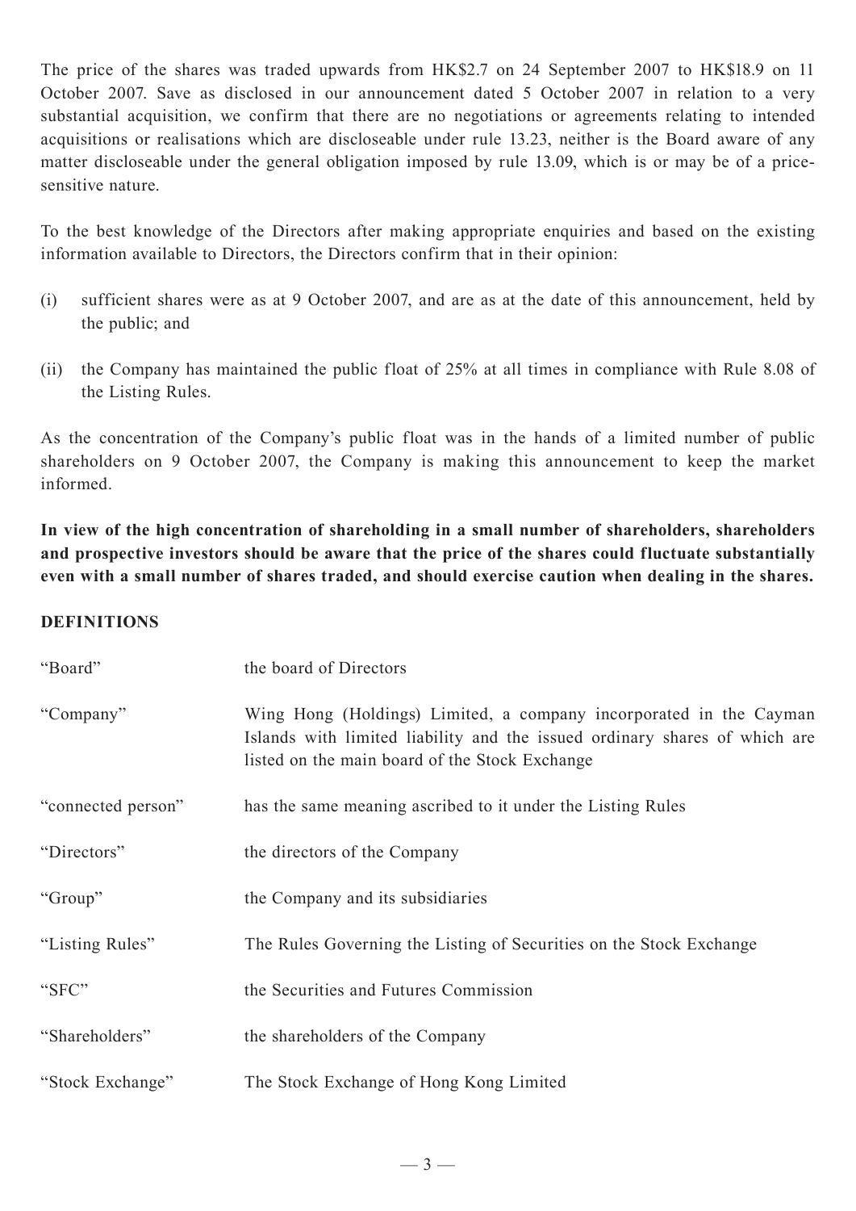The price of the shares was traded upwards from HK$2.7 on 24 September 2007 to HK$18.9 on 11 October 2007. Save as disclosed in our announcement dated 5 October 2007 in relation to a very substantial acquisition, we confirm that there are no negotiations or agreements relating to intended acquisitions or realisations which are discloseable under rule 13.23, neither is the Board aware of any matter discloseable under the general obligation imposed by rule 13.09, which is or may be of a price-sensitive nature.

To the best knowledge of the Directors after making appropriate enquiries and based on the existing information available to Directors, the Directors confirm that in their opinion:

(i) sufficient shares were as at 9 October 2007, and are as at the date of this announcement, held by the public; and

(ii) the Company has maintained the public float of 25% at all times in compliance with Rule 8.08 of the Listing Rules.

As the concentration of the Company's public float was in the hands of a limited number of public shareholders on 9 October 2007, the Company is making this announcement to keep the market informed.

**In view of the high concentration of shareholding in a small number of shareholders, shareholders and prospective investors should be aware that the price of the shares could fluctuate substantially even with a small number of shares traded, and should exercise caution when dealing in the shares.**

**DEFINITIONS**

| | |
|---|---|
| "Board" | the board of Directors |
| "Company" | Wing Hong (Holdings) Limited, a company incorporated in the Cayman Islands with limited liability and the issued ordinary shares of which are listed on the main board of the Stock Exchange |
| "connected person" | has the same meaning ascribed to it under the Listing Rules |
| "Directors" | the directors of the Company |
| "Group" | the Company and its subsidiaries |
| "Listing Rules" | The Rules Governing the Listing of Securities on the Stock Exchange |
| "SFC" | the Securities and Futures Commission |
| "Shareholders" | the shareholders of the Company |
| "Stock Exchange" | The Stock Exchange of Hong Kong Limited |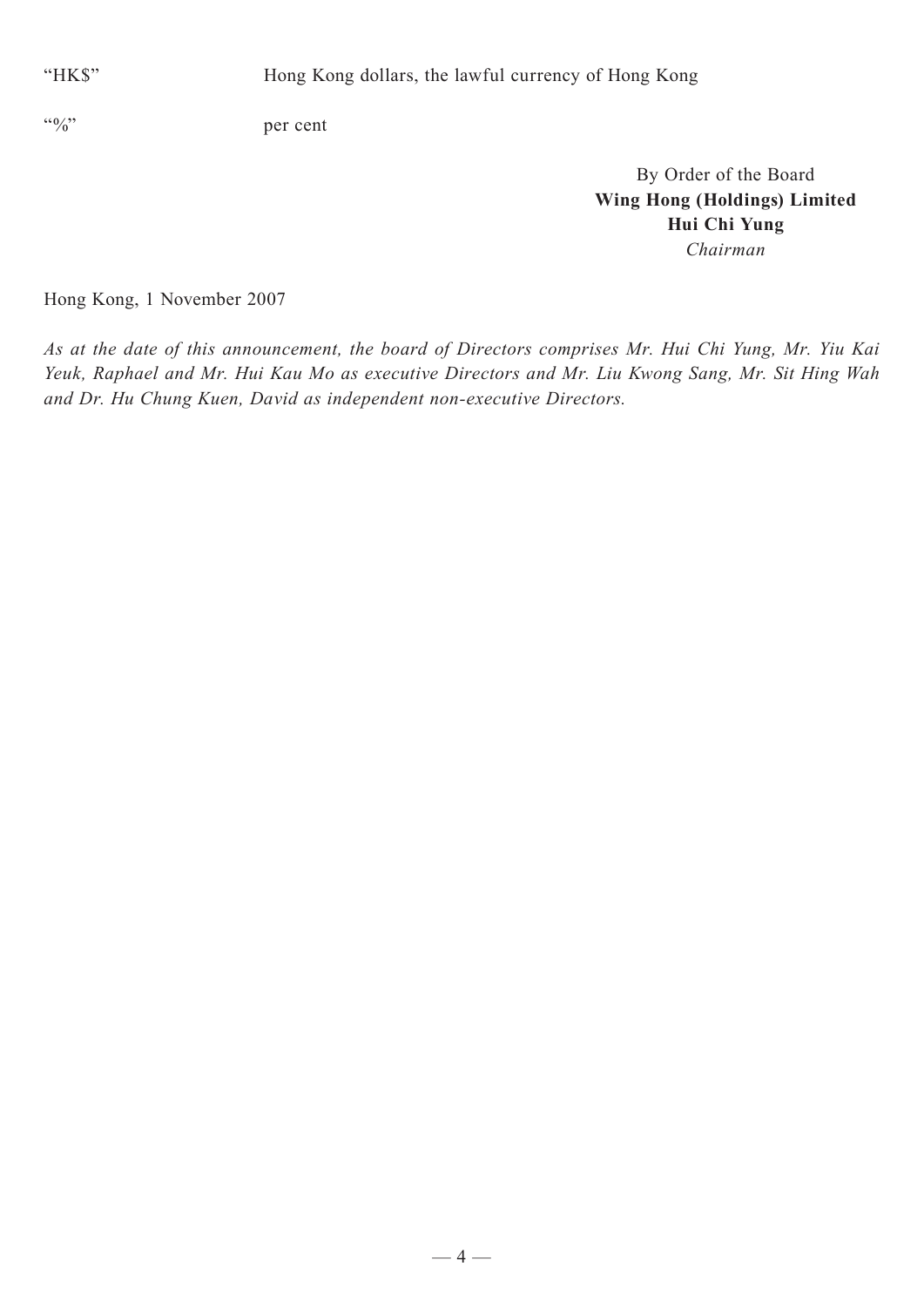| | |
|---|---|
| "HK$" | Hong Kong dollars, the lawful currency of Hong Kong |
| "%" | per cent |

By Order of the Board
**Wing Hong (Holdings) Limited**
**Hui Chi Yung**
*Chairman*

Hong Kong, 1 November 2007

*As at the date of this announcement, the board of Directors comprises Mr. Hui Chi Yung, Mr. Yiu Kai Yeuk, Raphael and Mr. Hui Kau Mo as executive Directors and Mr. Liu Kwong Sang, Mr. Sit Hing Wah and Dr. Hu Chung Kuen, David as independent non-executive Directors.*